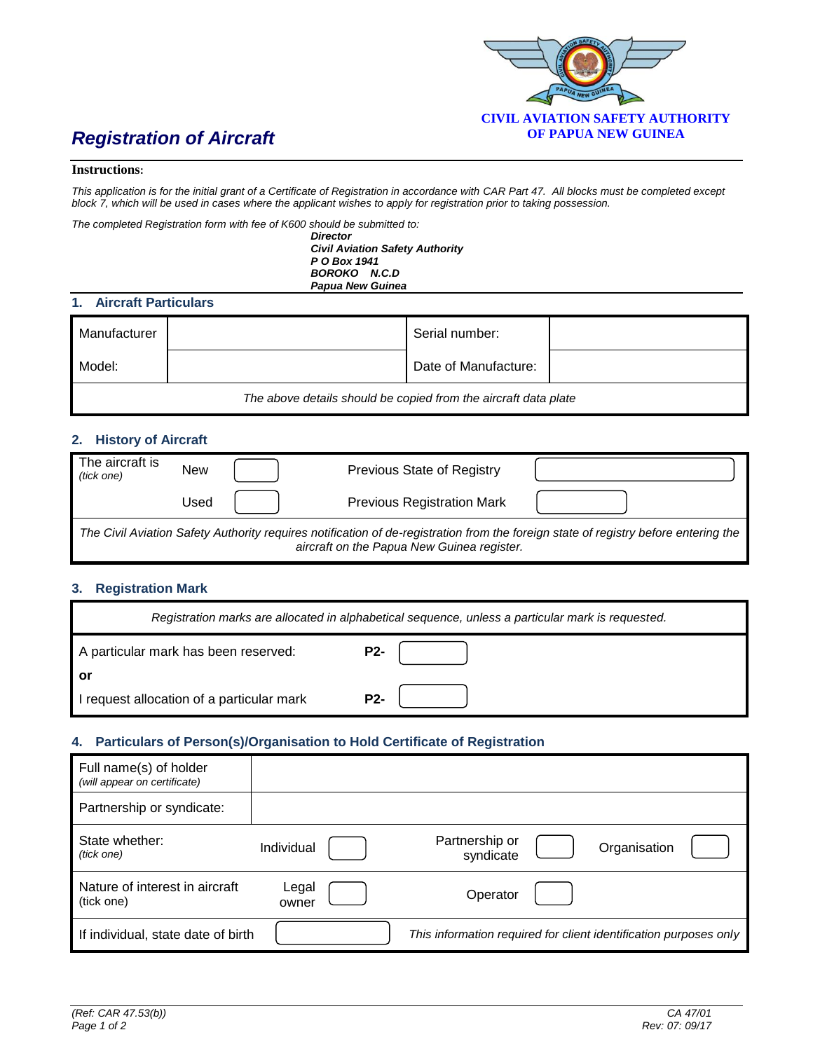**CIVIL AVIATION SAFETY AUTHORITY OF PAPUA NEW GUINEA**

# *Registration of Aircraft*

**Instructions:**

*This application is for the initial grant of a Certificate of Registration in accordance with CAR Part 47. All blocks must be completed except block 7, which will be used in cases where the applicant wishes to apply for registration prior to taking possession.*

*The completed Registration form with fee of K600 should be submitted to:*

***Director***
***Civil Aviation Safety Authority***
***P O Box 1941***
***BOROKO N.C.D***
***Papua New Guinea***

## 1. Aircraft Particulars

| Manufacturer | | Serial number: | |
|---|---|---|---|
| Model: | | Date of Manufacture: | |

*The above details should be copied from the aircraft data plate*

## 2. History of Aircraft

| The aircraft is *(tick one)* | New | ☐ | Previous State of Registry | |
|---|---|---|---|---|
| | Used | ☐ | Previous Registration Mark | |

*The Civil Aviation Safety Authority requires notification of de-registration from the foreign state of registry before entering the aircraft on the Papua New Guinea register.*

## 3. Registration Mark

*Registration marks are allocated in alphabetical sequence, unless a particular mark is requested.*

| | | |
|---|---|---|
| A particular mark has been reserved: | **P2-** | |
| **or** | | |
| I request allocation of a particular mark | **P2-** | |

## 4. Particulars of Person(s)/Organisation to Hold Certificate of Registration

| Full name(s) of holder *(will appear on certificate)* | | | | | | |
|---|---|---|---|---|---|---|
| Partnership or syndicate: | | | | | | |
| State whether: *(tick one)* | Individual | ☐ | Partnership or syndicate | ☐ | Organisation | ☐ |
| Nature of interest in aircraft (tick one) | Legal owner | ☐ | Operator | ☐ | | |
| If individual, state date of birth | | | *This information required for client identification purposes only* | | | |

*(Ref: CAR 47.53(b))*

CA 47/01
Rev: 07: 09/17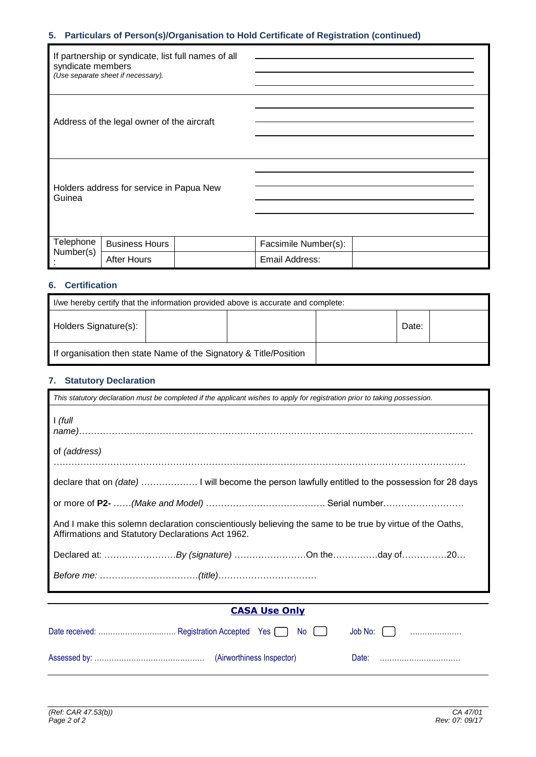### 5. Particulars of Person(s)/Organisation to Hold Certificate of Registration (continued)

| | | | | |
|---|---|---|---|---|
| If partnership or syndicate, list full names of all syndicate members *(Use separate sheet if necessary).* | | | | |
| Address of the legal owner of the aircraft | | | | |
| Holders address for service in Papua New Guinea | | | | |
| Telephone Number(s): | Business Hours | | Facsimile Number(s): | |
| | After Hours | | Email Address: | |

### 6. Certification

| | | | | | |
|---|---|---|---|---|---|
| I/we hereby certify that the information provided above is accurate and complete: | | | | | |
| Holders Signature(s): | | | | Date: | |
| If organisation then state Name of the Signatory & Title/Position | | | | | |

### 7. Statutory Declaration

*This statutory declaration must be completed if the applicant wishes to apply for registration prior to taking possession.*

I *(full name)*…………………………………………………………………………………………………………………

of *(address)* ……………………………………………………………………………………………………………………

declare that on *(date)* ………………. I will become the person lawfully entitled to the possession for 28 days

or more of **P2-** ……*(Make and Model)* …………………………………. Serial number………………………

And I make this solemn declaration conscientiously believing the same to be true by virtue of the Oaths, Affirmations and Statutory Declarations Act 1962.

Declared at: ……………………*By (signature)* ……………………On the……………day of……………20…

*Before me:* ……………………………*(title)*……………………………

**CASA Use Only**

Date received: ............................... Registration Accepted Yes ☐ No ☐ Job No: ☐ .....................

Assessed by: ............................................ (Airworthiness Inspector) Date: ................................

*(Ref: CAR 47.53(b))*

*CA 47/01*
*Rev: 07: 09/17*